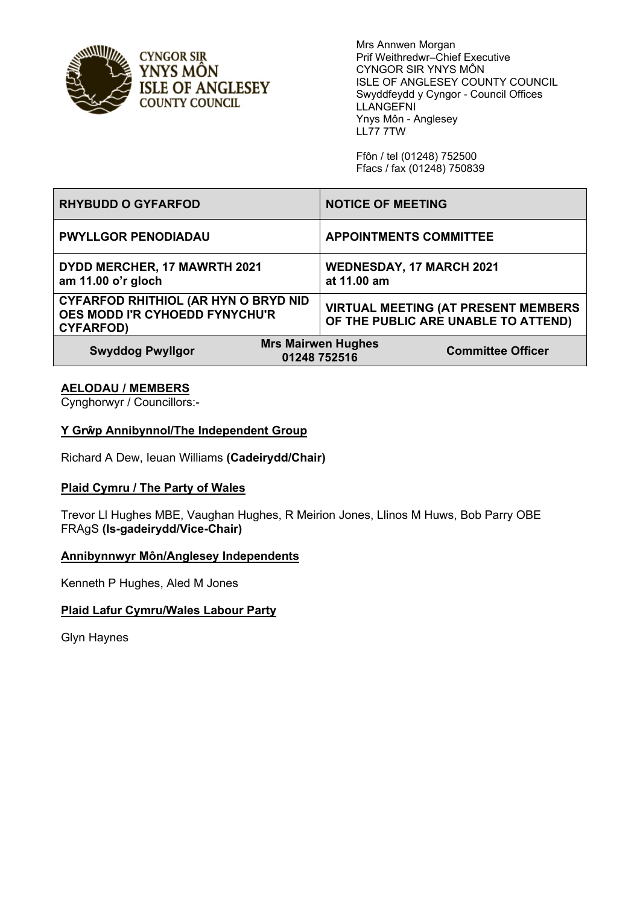**CYNGOR SIR YNYS MÔN**
**ISLE OF ANGLESEY COUNTY COUNCIL**

Mrs Annwen Morgan
Prif Weithredwr–Chief Executive
CYNGOR SIR YNYS MÔN
ISLE OF ANGLESEY COUNTY COUNCIL
Swyddfeydd y Cyngor - Council Offices
LLANGEFNI
Ynys Môn - Anglesey
LL77 7TW

Ffôn / tel (01248) 752500
Ffacs / fax (01248) 750839

| RHYBUDD O GYFARFOD | | NOTICE OF MEETING |
|---|---|---|
| **PWYLLGOR PENODIADAU** | | **APPOINTMENTS COMMITTEE** |
| **DYDD MERCHER, 17 MAWRTH 2021 am 11.00 o'r gloch** | | **WEDNESDAY, 17 MARCH 2021 at 11.00 am** |
| **CYFARFOD RHITHIOL (AR HYN O BRYD NID OES MODD I'R CYHOEDD FYNYCHU'R CYFARFOD)** | | **VIRTUAL MEETING (AT PRESENT MEMBERS OF THE PUBLIC ARE UNABLE TO ATTEND)** |
| **Swyddog Pwyllgor** | **Mrs Mairwen Hughes 01248 752516** | **Committee Officer** |

**AELODAU / MEMBERS**

Cynghorwyr / Councillors:-

**Y Grŵp Annibynnol/The Independent Group**

Richard A Dew, Ieuan Williams **(Cadeirydd/Chair)**

**Plaid Cymru / The Party of Wales**

Trevor Ll Hughes MBE, Vaughan Hughes, R Meirion Jones, Llinos M Huws, Bob Parry OBE FRAgS **(Is-gadeirydd/Vice-Chair)**

**Annibynnwyr Môn/Anglesey Independents**

Kenneth P Hughes, Aled M Jones

**Plaid Lafur Cymru/Wales Labour Party**

Glyn Haynes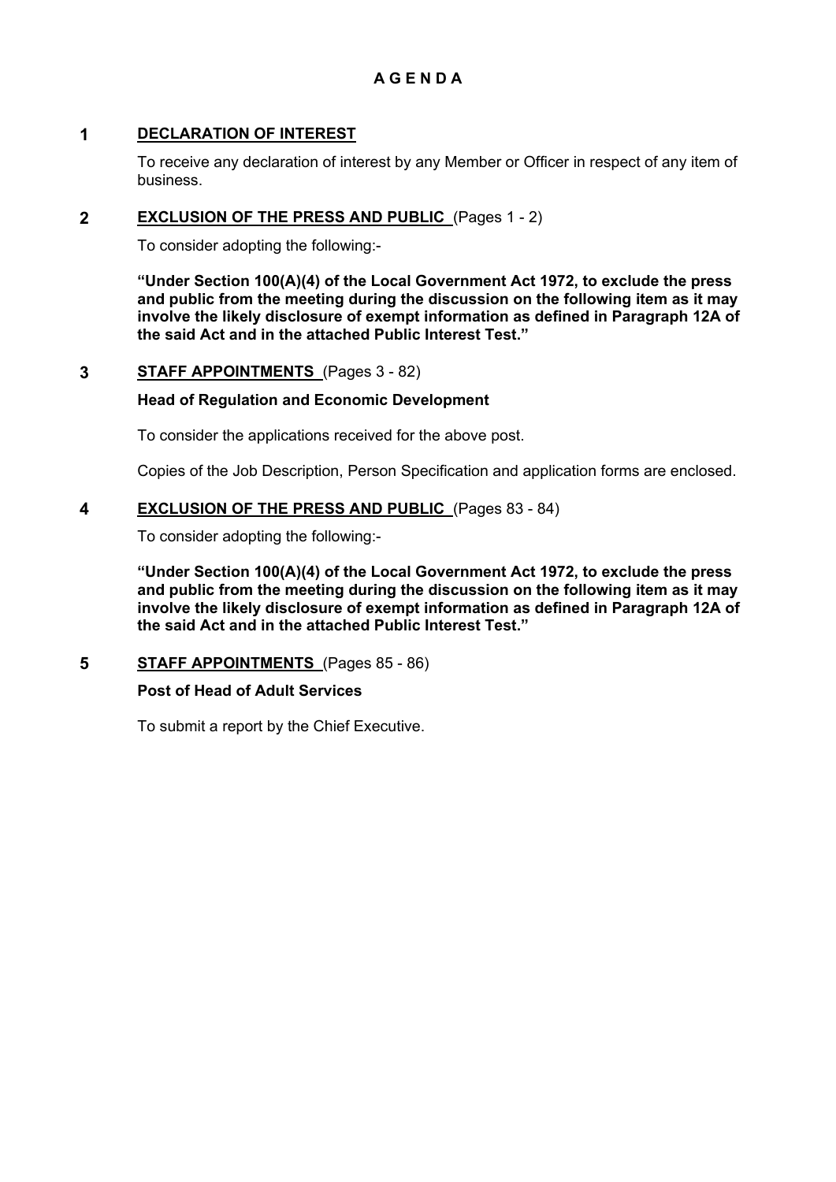# A G E N D A

## 1 DECLARATION OF INTEREST

To receive any declaration of interest by any Member or Officer in respect of any item of business.

## 2 EXCLUSION OF THE PRESS AND PUBLIC (Pages 1 - 2)

To consider adopting the following:-

**"Under Section 100(A)(4) of the Local Government Act 1972, to exclude the press and public from the meeting during the discussion on the following item as it may involve the likely disclosure of exempt information as defined in Paragraph 12A of the said Act and in the attached Public Interest Test."**

## 3 STAFF APPOINTMENTS (Pages 3 - 82)

**Head of Regulation and Economic Development**

To consider the applications received for the above post.

Copies of the Job Description, Person Specification and application forms are enclosed.

## 4 EXCLUSION OF THE PRESS AND PUBLIC (Pages 83 - 84)

To consider adopting the following:-

**"Under Section 100(A)(4) of the Local Government Act 1972, to exclude the press and public from the meeting during the discussion on the following item as it may involve the likely disclosure of exempt information as defined in Paragraph 12A of the said Act and in the attached Public Interest Test."**

## 5 STAFF APPOINTMENTS (Pages 85 - 86)

**Post of Head of Adult Services**

To submit a report by the Chief Executive.